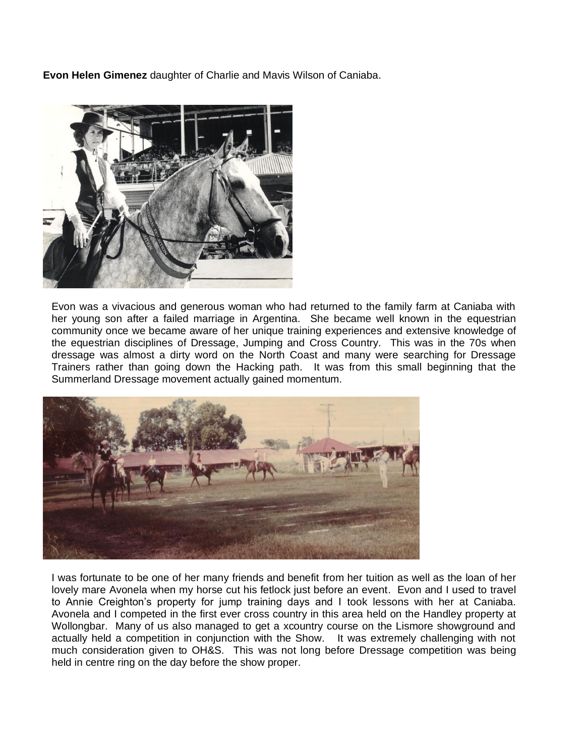**Evon Helen Gimenez** daughter of Charlie and Mavis Wilson of Caniaba.

Evon was a vivacious and generous woman who had returned to the family farm at Caniaba with her young son after a failed marriage in Argentina. She became well known in the equestrian community once we became aware of her unique training experiences and extensive knowledge of the equestrian disciplines of Dressage, Jumping and Cross Country. This was in the 70s when dressage was almost a dirty word on the North Coast and many were searching for Dressage Trainers rather than going down the Hacking path. It was from this small beginning that the Summerland Dressage movement actually gained momentum.

I was fortunate to be one of her many friends and benefit from her tuition as well as the loan of her lovely mare Avonela when my horse cut his fetlock just before an event. Evon and I used to travel to Annie Creighton's property for jump training days and I took lessons with her at Caniaba. Avonela and I competed in the first ever cross country in this area held on the Handley property at Wollongbar. Many of us also managed to get a xcountry course on the Lismore showground and actually held a competition in conjunction with the Show. It was extremely challenging with not much consideration given to OH&S. This was not long before Dressage competition was being held in centre ring on the day before the show proper.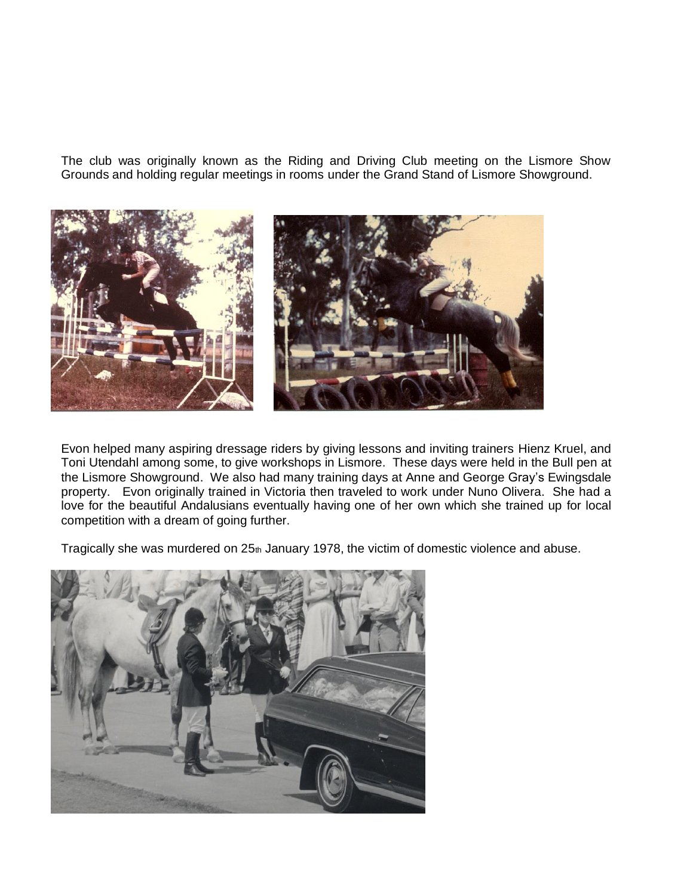The club was originally known as the Riding and Driving Club meeting on the Lismore Show Grounds and holding regular meetings in rooms under the Grand Stand of Lismore Showground.

Evon helped many aspiring dressage riders by giving lessons and inviting trainers Hienz Kruel, and Toni Utendahl among some, to give workshops in Lismore. These days were held in the Bull pen at the Lismore Showground. We also had many training days at Anne and George Gray's Ewingsdale property. Evon originally trained in Victoria then traveled to work under Nuno Olivera. She had a love for the beautiful Andalusians eventually having one of her own which she trained up for local competition with a dream of going further.

Tragically she was murdered on 25th January 1978, the victim of domestic violence and abuse.